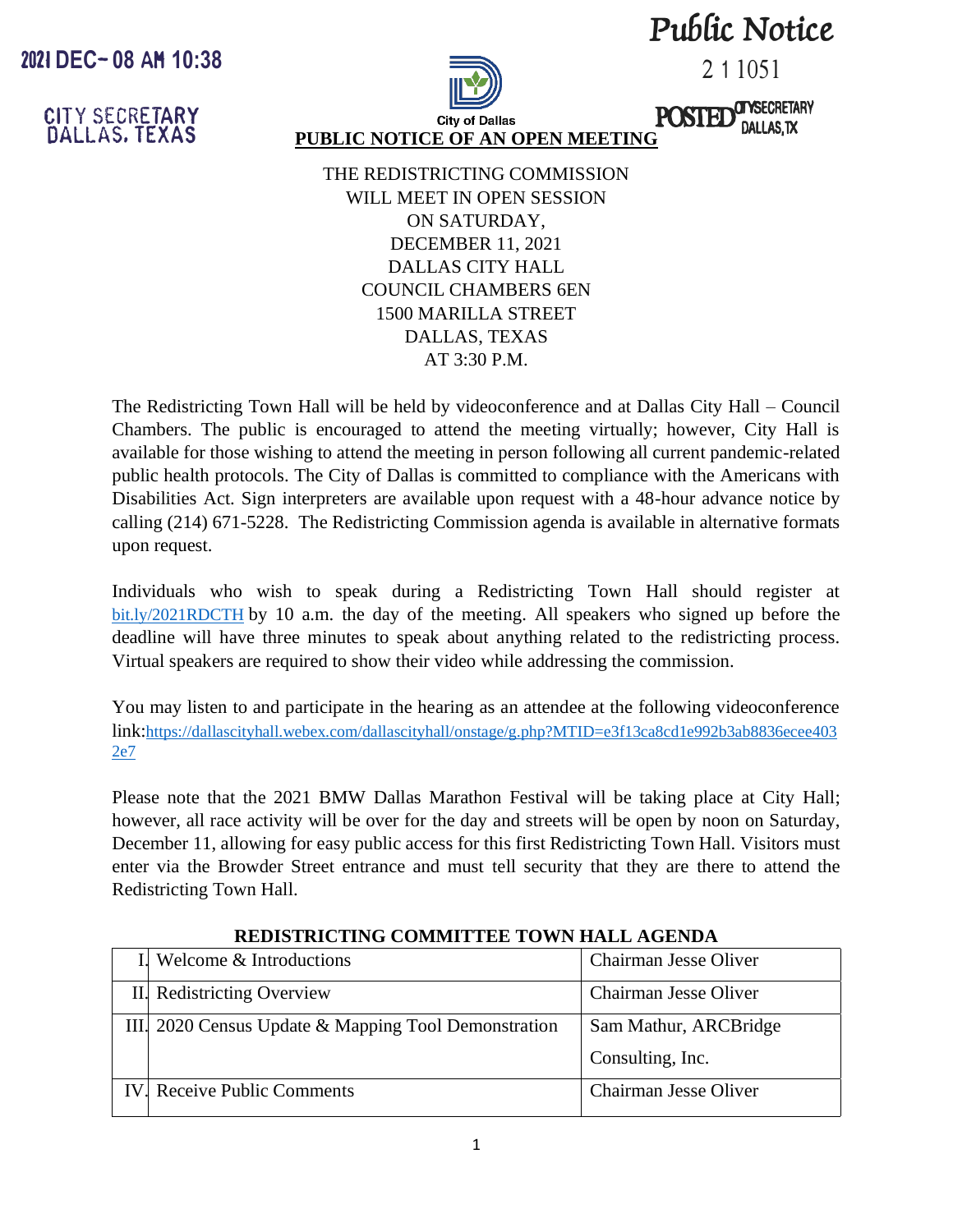2021 DEC-08 AM 10:38

CITY SECRETARY
DALLAS, TEXAS

# Public Notice

2 1 1051

POSTED CITY SECRETARY DALLAS, TX

City of Dallas

**PUBLIC NOTICE OF AN OPEN MEETING**

THE REDISTRICTING COMMISSION
WILL MEET IN OPEN SESSION
ON SATURDAY,
DECEMBER 11, 2021
DALLAS CITY HALL
COUNCIL CHAMBERS 6EN
1500 MARILLA STREET
DALLAS, TEXAS
AT 3:30 P.M.

The Redistricting Town Hall will be held by videoconference and at Dallas City Hall – Council Chambers. The public is encouraged to attend the meeting virtually; however, City Hall is available for those wishing to attend the meeting in person following all current pandemic-related public health protocols. The City of Dallas is committed to compliance with the Americans with Disabilities Act. Sign interpreters are available upon request with a 48-hour advance notice by calling (214) 671-5228. The Redistricting Commission agenda is available in alternative formats upon request.

Individuals who wish to speak during a Redistricting Town Hall should register at bit.ly/2021RDCTH by 10 a.m. the day of the meeting. All speakers who signed up before the deadline will have three minutes to speak about anything related to the redistricting process. Virtual speakers are required to show their video while addressing the commission.

You may listen to and participate in the hearing as an attendee at the following videoconference link: https://dallascityhall.webex.com/dallascityhall/onstage/g.php?MTID=e3f13ca8cd1e992b3ab8836ecee4032e7

Please note that the 2021 BMW Dallas Marathon Festival will be taking place at City Hall; however, all race activity will be over for the day and streets will be open by noon on Saturday, December 11, allowing for easy public access for this first Redistricting Town Hall. Visitors must enter via the Browder Street entrance and must tell security that they are there to attend the Redistricting Town Hall.

**REDISTRICTING COMMITTEE TOWN HALL AGENDA**

| | | |
|---|---|---|
| I. | Welcome & Introductions | Chairman Jesse Oliver |
| II. | Redistricting Overview | Chairman Jesse Oliver |
| III. | 2020 Census Update & Mapping Tool Demonstration | Sam Mathur, ARCBridge Consulting, Inc. |
| IV. | Receive Public Comments | Chairman Jesse Oliver |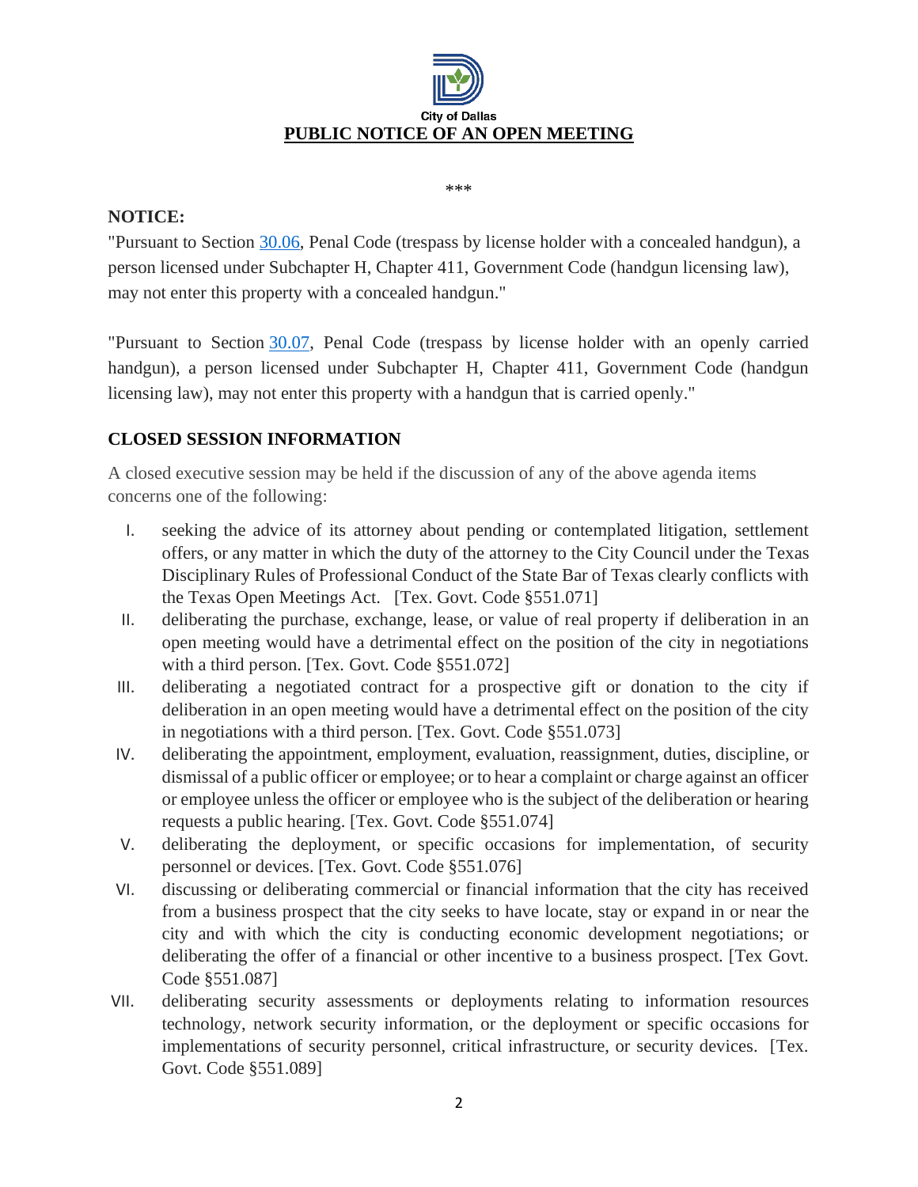City of Dallas

**PUBLIC NOTICE OF AN OPEN MEETING**

***

**NOTICE:**

"Pursuant to Section 30.06, Penal Code (trespass by license holder with a concealed handgun), a person licensed under Subchapter H, Chapter 411, Government Code (handgun licensing law), may not enter this property with a concealed handgun."

"Pursuant to Section 30.07, Penal Code (trespass by license holder with an openly carried handgun), a person licensed under Subchapter H, Chapter 411, Government Code (handgun licensing law), may not enter this property with a handgun that is carried openly."

## CLOSED SESSION INFORMATION

A closed executive session may be held if the discussion of any of the above agenda items concerns one of the following:

I. seeking the advice of its attorney about pending or contemplated litigation, settlement offers, or any matter in which the duty of the attorney to the City Council under the Texas Disciplinary Rules of Professional Conduct of the State Bar of Texas clearly conflicts with the Texas Open Meetings Act. [Tex. Govt. Code §551.071]

II. deliberating the purchase, exchange, lease, or value of real property if deliberation in an open meeting would have a detrimental effect on the position of the city in negotiations with a third person. [Tex. Govt. Code §551.072]

III. deliberating a negotiated contract for a prospective gift or donation to the city if deliberation in an open meeting would have a detrimental effect on the position of the city in negotiations with a third person. [Tex. Govt. Code §551.073]

IV. deliberating the appointment, employment, evaluation, reassignment, duties, discipline, or dismissal of a public officer or employee; or to hear a complaint or charge against an officer or employee unless the officer or employee who is the subject of the deliberation or hearing requests a public hearing. [Tex. Govt. Code §551.074]

V. deliberating the deployment, or specific occasions for implementation, of security personnel or devices. [Tex. Govt. Code §551.076]

VI. discussing or deliberating commercial or financial information that the city has received from a business prospect that the city seeks to have locate, stay or expand in or near the city and with which the city is conducting economic development negotiations; or deliberating the offer of a financial or other incentive to a business prospect. [Tex Govt. Code §551.087]

VII. deliberating security assessments or deployments relating to information resources technology, network security information, or the deployment or specific occasions for implementations of security personnel, critical infrastructure, or security devices. [Tex. Govt. Code §551.089]